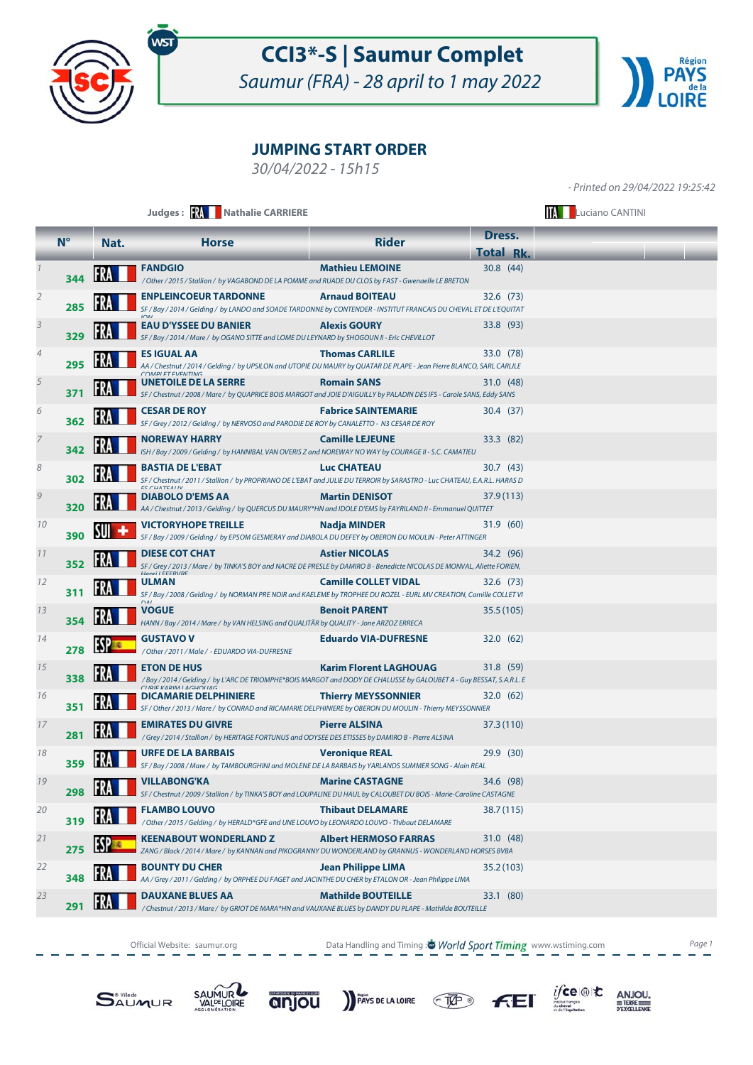# CCI3*-S | Saumur Complet

*Saumur (FRA) - 28 april to 1 may 2022*

## JUMPING START ORDER

*30/04/2022 - 15h15*

*- Printed on 29/04/2022 19:25:42*

Judges : FRA Nathalie CARRIERE — ITA Luciano CANTINI

| | N° | Nat. | Horse | Rider | Dress. Total | Rk. |
|---|---|---|---|---|---|---|
| 1 | 344 | FRA | **FANDGIO** / Other / 2015 / Stallion / by VAGABOND DE LA POMME and RUADE DU CLOS by FAST - Gwenaelle LE BRETON | **Mathieu LEMOINE** | 30.8 | (44) |
| 2 | 285 | FRA | **ENPLEINCOEUR TARDONNE** SF / Bay / 2014 / Gelding / by LANDO and SOADE TARDONNE by CONTENDER - INSTITUT FRANCAIS DU CHEVAL ET DE L'EQUITATION | **Arnaud BOITEAU** | 32.6 | (73) |
| 3 | 329 | FRA | **EAU D'YSSEE DU BANIER** SF / Bay / 2014 / Mare / by OGANO SITTE and LOME DU LEYNARD by SHOGOUN II - Eric CHEVILLOT | **Alexis GOURY** | 33.8 | (93) |
| 4 | 295 | FRA | **ES IGUAL AA** AA / Chestnut / 2014 / Gelding / by UPSILON and UTOPIE DU MAURY by QUATAR DE PLAPE - Jean Pierre BLANCO, SARL CARLILE COMPLET EVENTING | **Thomas CARLILE** | 33.0 | (78) |
| 5 | 371 | FRA | **UNETOILE DE LA SERRE** SF / Chestnut / 2008 / Mare / by QUAPRICE BOIS MARGOT and JOIE D'AIGUILLY by PALADIN DES IFS - Carole SANS, Eddy SANS | **Romain SANS** | 31.0 | (48) |
| 6 | 362 | FRA | **CESAR DE ROY** SF / Grey / 2012 / Gelding / by NERVOSO and PARODIE DE ROY by CANALETTO - N3 CESAR DE ROY | **Fabrice SAINTEMARIE** | 30.4 | (37) |
| 7 | 342 | FRA | **NOREWAY HARRY** ISH / Bay / 2009 / Gelding / by HANNIBAL VAN OVERIS Z and NOREWAY NO WAY by COURAGE II - S.C. CAMATIEU | **Camille LEJEUNE** | 33.3 | (82) |
| 8 | 302 | FRA | **BASTIA DE L'EBAT** SF / Chestnut / 2011 / Stallion / by PROPRIANO DE L'EBAT and JULLIE DU TERROIR by SARASTRO - Luc CHATEAU, E.A.R.L. HARAS DES CHATEAUX | **Luc CHATEAU** | 30.7 | (43) |
| 9 | 320 | FRA | **DIABOLO D'EMS AA** AA / Chestnut / 2013 / Gelding / by QUERCUS DU MAURY*HN and IDOLE D'EMS by FAYRILAND II - Emmanuel QUITTET | **Martin DENISOT** | 37.9 | (113) |
| 10 | 390 | SUI | **VICTORYHOPE TREILLE** SF / Bay / 2009 / Gelding / by EPSOM GESMERAY and DIABOLA DU DEFEY by OBERON DU MOULIN - Peter ATTINGER | **Nadja MINDER** | 31.9 | (60) |
| 11 | 352 | FRA | **DIESE COT CHAT** SF / Grey / 2013 / Mare / by TINKA'S BOY and NACRE DE PRESLE by DAMIRO B - Benedicte NICOLAS DE MONVAL, Aliette FORIEN, Henri LEFEBVRE | **Astier NICOLAS** | 34.2 | (96) |
| 12 | 311 | FRA | **ULMAN** SF / Bay / 2008 / Gelding / by NORMAN PRE NOIR and KAELEME by TROPHEE DU ROZEL - EURL MV CREATION, Camille COLLET VIDAL | **Camille COLLET VIDAL** | 32.6 | (73) |
| 13 | 354 | FRA | **VOGUE** HANN / Bay / 2014 / Mare / by VAN HELSING and QUALITÄR by QUALITY - Jone ARZOZ ERRECA | **Benoit PARENT** | 35.5 | (105) |
| 14 | 278 | ESP | **GUSTAVO V** / Other / 2011 / Male / - EDUARDO VIA-DUFRESNE | **Eduardo VIA-DUFRESNE** | 32.0 | (62) |
| 15 | 338 | FRA | **ETON DE HUS** / Bay / 2014 / Gelding / by L'ARC DE TRIOMPHE*BOIS MARGOT and DODY DE CHALUSSE by GALOUBET A - Guy BESSAT, S.A.R.L. ECURIE KARIM LAGHOUAG | **Karim Florent LAGHOUAG** | 31.8 | (59) |
| 16 | 351 | FRA | **DICAMARIE DELPHINIERE** SF / Other / 2013 / Mare / by CONRAD and RICAMARIE DELPHINIERE by OBERON DU MOULIN - Thierry MEYSSONNIER | **Thierry MEYSSONNIER** | 32.0 | (62) |
| 17 | 281 | FRA | **EMIRATES DU GIVRE** / Grey / 2014 / Stallion / by HERITAGE FORTUNUS and ODYSEE DES ETISSES by DAMIRO B - Pierre ALSINA | **Pierre ALSINA** | 37.3 | (110) |
| 18 | 359 | FRA | **URFE DE LA BARBAIS** SF / Bay / 2008 / Mare / by TAMBOURGHINI and MOLENE DE LA BARBAIS by YARLANDS SUMMER SONG - Alain REAL | **Veronique REAL** | 29.9 | (30) |
| 19 | 298 | FRA | **VILLABONG'KA** SF / Chestnut / 2009 / Stallion / by TINKA'S BOY and LOUPALINE DU HAUL by CALOUBET DU BOIS - Marie-Caroline CASTAGNE | **Marine CASTAGNE** | 34.6 | (98) |
| 20 | 319 | FRA | **FLAMBO LOUVO** / Other / 2015 / Gelding / by HERALD*GFE and UNE LOUVO by LEONARDO LOUVO - Thibaut DELAMARE | **Thibaut DELAMARE** | 38.7 | (115) |
| 21 | 275 | ESP | **KEENABOUT WONDERLAND Z** ZANG / Black / 2014 / Mare / by KANNAN and PIKOGRANNY DU WONDERLAND by GRANNUS - WONDERLAND HORSES BVBA | **Albert HERMOSO FARRAS** | 31.0 | (48) |
| 22 | 348 | FRA | **BOUNTY DU CHER** AA / Grey / 2011 / Gelding / by ORPHEE DU FAGET and JACINTHE DU CHER by ETALON OR - Jean Philippe LIMA | **Jean Philippe LIMA** | 35.2 | (103) |
| 23 | 291 | FRA | **DAUXANE BLUES AA** / Chestnut / 2013 / Mare / by GRIOT DE MARA*HN and VAUXANE BLUES by DANDY DU PLAPE - Mathilde BOUTEILLE | **Mathilde BOUTEILLE** | 33.1 | (80) |

Official Website: saumur.org — Data Handling and Timing : World Sport Timing www.wstiming.com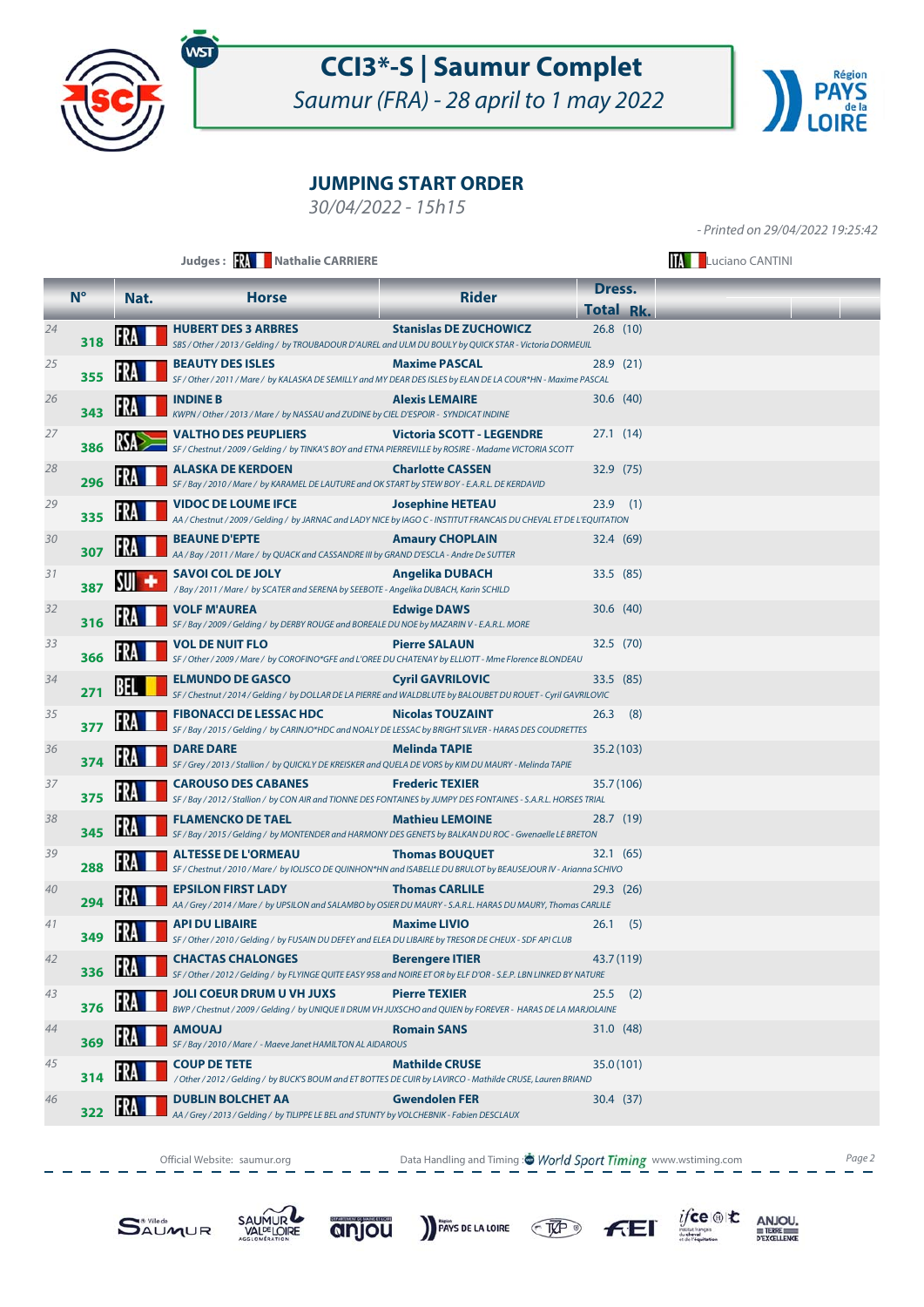# CCI3*-S | Saumur Complet

*Saumur (FRA) - 28 april to 1 may 2022*

## JUMPING START ORDER

*30/04/2022 - 15h15*

*- Printed on 29/04/2022 19:25:42*

**Judges :** FRA **Nathalie CARRIERE** ITA Luciano CANTINI

| | N° | Nat. | Horse | Rider | Dress. Total | Rk. |
|---|---|---|---|---|---|---|
| 24 | 318 | FRA | **HUBERT DES 3 ARBRES**<br>*SBS / Other / 2013 / Gelding / by TROUBADOUR D'AUREL and ULM DU BOULY by QUICK STAR - Victoria DORMEUIL* | **Stanislas DE ZUCHOWICZ** | 26.8 | (10) |
| 25 | 355 | FRA | **BEAUTY DES ISLES**<br>*SF / Other / 2011 / Mare / by KALASKA DE SEMILLY and MY DEAR DES ISLES by ELAN DE LA COUR*HN - Maxime PASCAL* | **Maxime PASCAL** | 28.9 | (21) |
| 26 | 343 | FRA | **INDINE B**<br>*KWPN / Other / 2013 / Mare / by NASSAU and ZUDINE by CIEL D'ESPOIR - SYNDICAT INDINE* | **Alexis LEMAIRE** | 30.6 | (40) |
| 27 | 386 | RSA | **VALTHO DES PEUPLIERS**<br>*SF / Chestnut / 2009 / Gelding / by TINKA'S BOY and ETNA PIERREVILLE by ROSIRE - Madame VICTORIA SCOTT* | **Victoria SCOTT - LEGENDRE** | 27.1 | (14) |
| 28 | 296 | FRA | **ALASKA DE KERDOEN**<br>*SF / Bay / 2010 / Mare / by KARAMEL DE LAUTURE and OK START by STEW BOY - E.A.R.L. DE KERDAVID* | **Charlotte CASSEN** | 32.9 | (75) |
| 29 | 335 | FRA | **VIDOC DE LOUME IFCE**<br>*AA / Chestnut / 2009 / Gelding / by JARNAC and LADY NICE by IAGO C - INSTITUT FRANCAIS DU CHEVAL ET DE L'EQUITATION* | **Josephine HETEAU** | 23.9 | (1) |
| 30 | 307 | FRA | **BEAUNE D'EPTE**<br>*AA / Bay / 2011 / Mare / by QUACK and CASSANDRE III by GRAND D'ESCLA - Andre De SUTTER* | **Amaury CHOPLAIN** | 32.4 | (69) |
| 31 | 387 | SUI | **SAVOI COL DE JOLY**<br>*/ Bay / 2011 / Mare / by SCATER and SERENA by SEEBOTE - Angelika DUBACH, Karin SCHILD* | **Angelika DUBACH** | 33.5 | (85) |
| 32 | 316 | FRA | **VOLF M'AUREA**<br>*SF / Bay / 2009 / Gelding / by DERBY ROUGE and BOREALE DU NOE by MAZARIN V - E.A.R.L. MORE* | **Edwige DAWS** | 30.6 | (40) |
| 33 | 366 | FRA | **VOL DE NUIT FLO**<br>*SF / Other / 2009 / Mare / by COROFINO*GFE and L'OREE DU CHATENAY by ELLIOTT - Mme Florence BLONDEAU* | **Pierre SALAUN** | 32.5 | (70) |
| 34 | 271 | BEL | **ELMUNDO DE GASCO**<br>*SF / Chestnut / 2014 / Gelding / by DOLLAR DE LA PIERRE and WALDBLUTE by BALOUBET DU ROUET - Cyril GAVRILOVIC* | **Cyril GAVRILOVIC** | 33.5 | (85) |
| 35 | 377 | FRA | **FIBONACCI DE LESSAC HDC**<br>*SF / Bay / 2015 / Gelding / by CARINJO*HDC and NOALY DE LESSAC by BRIGHT SILVER - HARAS DES COUDRETTES* | **Nicolas TOUZAINT** | 26.3 | (8) |
| 36 | 374 | FRA | **DARE DARE**<br>*SF / Grey / 2013 / Stallion / by QUICKLY DE KREISKER and QUELA DE VORS by KIM DU MAURY - Melinda TAPIE* | **Melinda TAPIE** | 35.2 | (103) |
| 37 | 375 | FRA | **CAROUSO DES CABANES**<br>*SF / Bay / 2012 / Stallion / by CON AIR and TIONNE DES FONTAINES by JUMPY DES FONTAINES - S.A.R.L. HORSES TRIAL* | **Frederic TEXIER** | 35.7 | (106) |
| 38 | 345 | FRA | **FLAMENCKO DE TAEL**<br>*SF / Bay / 2015 / Gelding / by MONTENDER and HARMONY DES GENETS by BALKAN DU ROC - Gwenaelle LE BRETON* | **Mathieu LEMOINE** | 28.7 | (19) |
| 39 | 288 | FRA | **ALTESSE DE L'ORMEAU**<br>*SF / Chestnut / 2010 / Mare / by IOLISCO DE QUINHON*HN and ISABELLE DU BRULOT by BEAUSEJOUR IV - Arianna SCHIVO* | **Thomas BOUQUET** | 32.1 | (65) |
| 40 | 294 | FRA | **EPSILON FIRST LADY**<br>*AA / Grey / 2014 / Mare / by UPSILON and SALAMBO by OSIER DU MAURY - S.A.R.L. HARAS DU MAURY, Thomas CARLILE* | **Thomas CARLILE** | 29.3 | (26) |
| 41 | 349 | FRA | **API DU LIBAIRE**<br>*SF / Other / 2010 / Gelding / by FUSAIN DU DEFEY and ELEA DU LIBAIRE by TRESOR DE CHEUX - SDF API CLUB* | **Maxime LIVIO** | 26.1 | (5) |
| 42 | 336 | FRA | **CHACTAS CHALONGES**<br>*SF / Other / 2012 / Gelding / by FLYINGE QUITE EASY 958 and NOIRE ET OR by ELF D'OR - S.E.P. LBN LINKED BY NATURE* | **Berengere ITIER** | 43.7 | (119) |
| 43 | 376 | FRA | **JOLI COEUR DRUM U VH JUXS**<br>*BWP / Chestnut / 2009 / Gelding / by UNIQUE II DRUM VH JUXSCHO and QUIEN by FOREVER - HARAS DE LA MARJOLAINE* | **Pierre TEXIER** | 25.5 | (2) |
| 44 | 369 | FRA | **AMOUAJ**<br>*SF / Bay / 2010 / Mare / - Maeve Janet HAMILTON AL AIDAROUS* | **Romain SANS** | 31.0 | (48) |
| 45 | 314 | FRA | **COUP DE TETE**<br>*/ Other / 2012 / Gelding / by BUCK'S BOUM and ET BOTTES DE CUIR by LAVIRCO - Mathilde CRUSE, Lauren BRIAND* | **Mathilde CRUSE** | 35.0 | (101) |
| 46 | 322 | FRA | **DUBLIN BOLCHET AA**<br>*AA / Grey / 2013 / Gelding / by TILIPPE LE BEL and STUNTY by VOLCHEBNIK - Fabien DESCLAUX* | **Gwendolen FER** | 30.4 | (37) |

Official Website: saumur.org — Data Handling and Timing : World Sport Timing www.wstiming.com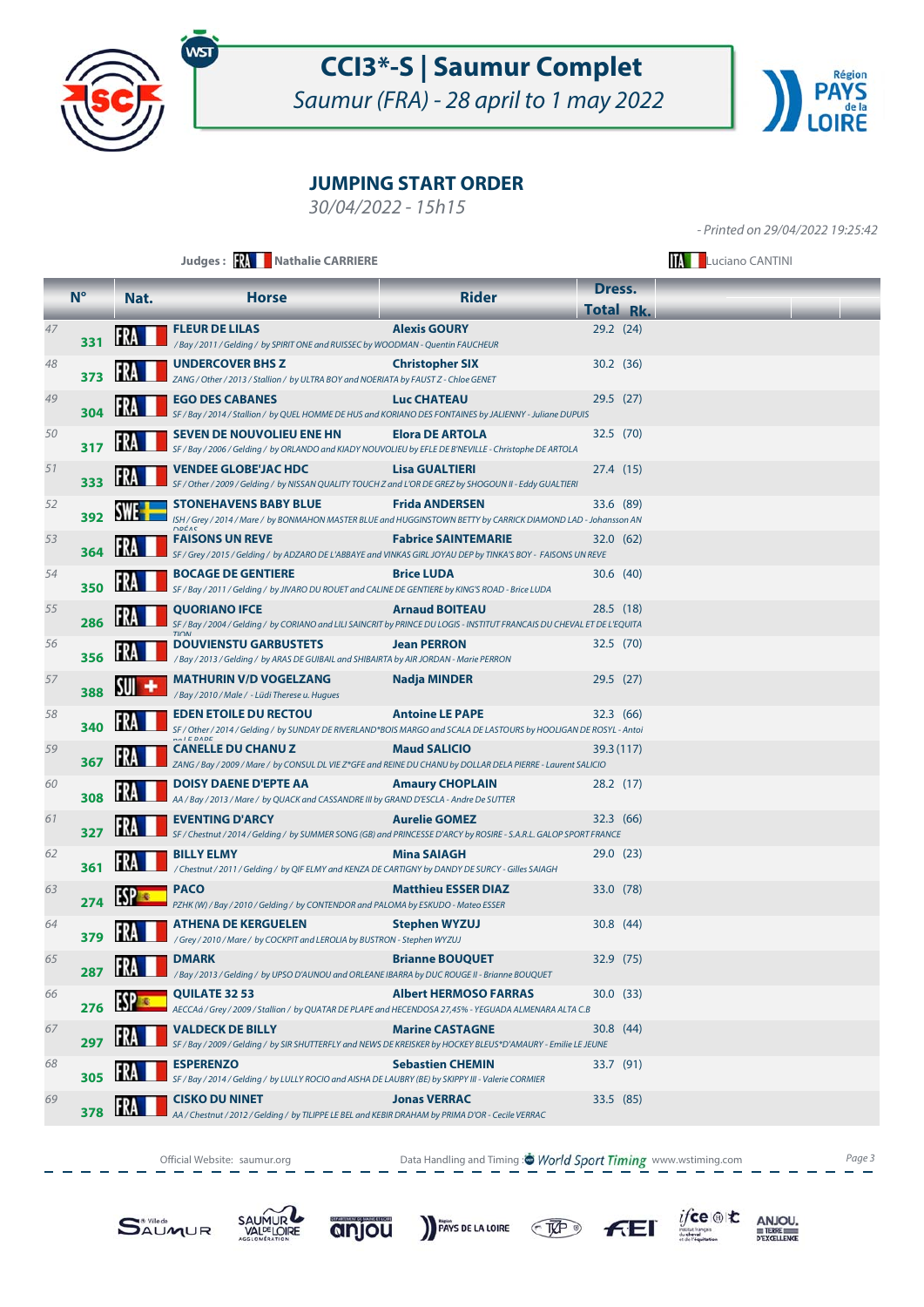# CCI3*-S | Saumur Complet

*Saumur (FRA) - 28 april to 1 may 2022*

## JUMPING START ORDER

*30/04/2022 - 15h15*

*- Printed on 29/04/2022 19:25:42*

**Judges :** FRA Nathalie CARRIERE — ITA Luciano CANTINI

| | N° | Nat. | Horse | Rider | Dress. Total | Rk. |
|---|---|---|---|---|---|---|
| 47 | 331 | FRA | **FLEUR DE LILAS**<br>/ Bay / 2011 / Gelding / by SPIRIT ONE and RUISSEC by WOODMAN - Quentin FAUCHER | **Alexis GOURY** | 29.2 | (24) |
| 48 | 373 | FRA | **UNDERCOVER BHS Z**<br>ZANG / Other / 2013 / Stallion / by ULTRA BOY and NOERIATA by FAUST Z - Chloe GENET | **Christopher SIX** | 30.2 | (36) |
| 49 | 304 | FRA | **EGO DES CABANES**<br>SF / Bay / 2014 / Stallion / by QUEL HOMME DE HUS and KORIANO DES FONTAINES by JALIENNY - Juliane DUPUIS | **Luc CHATEAU** | 29.5 | (27) |
| 50 | 317 | FRA | **SEVEN DE NOUVOLIEU ENE HN**<br>SF / Bay / 2006 / Gelding / by ORLANDO and KIADY NOUVOLIEU by EFLE DE B'NEVILLE - Christophe DE ARTOLA | **Elora DE ARTOLA** | 32.5 | (70) |
| 51 | 333 | FRA | **VENDEE GLOBE'JAC HDC**<br>SF / Other / 2009 / Gelding / by NISSAN QUALITY TOUCH Z and L'OR DE GREZ by SHOGOUN II - Eddy GUALTIERI | **Lisa GUALTIERI** | 27.4 | (15) |
| 52 | 392 | SWE | **STONEHAVENS BABY BLUE**<br>ISH / Grey / 2014 / Mare / by BONMAHON MASTER BLUE and HUGGINSTOWN BETTY by CARRICK DIAMOND LAD - Johansson AN DRÉAS | **Frida ANDERSEN** | 33.6 | (89) |
| 53 | 364 | FRA | **FAISONS UN REVE**<br>SF / Grey / 2015 / Gelding / by ADZARO DE L'ABBAYE and VINKAS GIRL JOYAU DEP by TINKA'S BOY - FAISONS UN REVE | **Fabrice SAINTEMARIE** | 32.0 | (62) |
| 54 | 350 | FRA | **BOCAGE DE GENTIERE**<br>SF / Bay / 2011 / Gelding / by JIVARO DU ROUET and CALINE DE GENTIERE by KING'S ROAD - Brice LUDA | **Brice LUDA** | 30.6 | (40) |
| 55 | 286 | FRA | **QUORIANO IFCE**<br>SF / Bay / 2004 / Gelding / by CORIANO and LILI SAINCRIT by PRINCE DU LOGIS - INSTITUT FRANCAIS DU CHEVAL ET DE L'EQUITA TION | **Arnaud BOITEAU** | 28.5 | (18) |
| 56 | 356 | FRA | **DOUVIENSTU GARBUSTETS**<br>/ Bay / 2013 / Gelding / by ARAS DE GUIBAIL and SHIBAIRTA by AIR JORDAN - Marie PERRON | **Jean PERRON** | 32.5 | (70) |
| 57 | 388 | SUI | **MATHURIN V/D VOGELZANG**<br>/ Bay / 2010 / Male / - Lüdi Therese u. Hugues | **Nadja MINDER** | 29.5 | (27) |
| 58 | 340 | FRA | **EDEN ETOILE DU RECTOU**<br>SF / Other / 2014 / Gelding / by SUNDAY DE RIVERLAND*BOIS MARGO and SCALA DE LASTOURS by HOOLIGAN DE ROSYL - Antoi ne LE PAPE | **Antoine LE PAPE** | 32.3 | (66) |
| 59 | 367 | FRA | **CANELLE DU CHANU Z**<br>ZANG / Bay / 2009 / Mare / by CONSUL DL VIE Z*GFE and REINE DU CHANU by DOLLAR DELA PIERRE - Laurent SALICIO | **Maud SALICIO** | 39.3 | (117) |
| 60 | 308 | FRA | **DOISY DAENE D'EPTE AA**<br>AA / Bay / 2013 / Mare / by QUACK and CASSANDRE III by GRAND D'ESCLA - Andre De SUTTER | **Amaury CHOPLAIN** | 28.2 | (17) |
| 61 | 327 | FRA | **EVENTING D'ARCY**<br>SF / Chestnut / 2014 / Gelding / by SUMMER SONG (GB) and PRINCESSE D'ARCY by ROSIRE - S.A.R.L. GALOP SPORT FRANCE | **Aurelie GOMEZ** | 32.3 | (66) |
| 62 | 361 | FRA | **BILLY ELMY**<br>/ Chestnut / 2011 / Gelding / by QIF ELMY and KENZA DE CARTIGNY by DANDY DE SURCY - Gilles SAIAGH | **Mina SAIAGH** | 29.0 | (23) |
| 63 | 274 | ESP | **PACO**<br>PZHK (W) / Bay / 2010 / Gelding / by CONTENDOR and PALOMA by ESKUDO - Mateo ESSER | **Matthieu ESSER DIAZ** | 33.0 | (78) |
| 64 | 379 | FRA | **ATHENA DE KERGUELEN**<br>/ Grey / 2010 / Mare / by COCKPIT and LEROLIA by BUSTRON - Stephen WYZUJ | **Stephen WYZUJ** | 30.8 | (44) |
| 65 | 287 | FRA | **DMARK**<br>/ Bay / 2013 / Gelding / by UPSO D'AUNOU and ORLEANE IBARRA by DUC ROUGE II - Brianne BOUQUET | **Brianne BOUQUET** | 32.9 | (75) |
| 66 | 276 | ESP | **QUILATE 32 53**<br>AECCAá / Grey / 2009 / Stallion / by QUATAR DE PLAPE and HECENDOSA 27,45% - YEGUADA ALMENARA ALTA C.B | **Albert HERMOSO FARRAS** | 30.0 | (33) |
| 67 | 297 | FRA | **VALDECK DE BILLY**<br>SF / Bay / 2009 / Gelding / by SIR SHUTTERFLY and NEWS DE KREISKER by HOCKEY BLEUS*D'AMAURY - Emilie LE JEUNE | **Marine CASTAGNE** | 30.8 | (44) |
| 68 | 305 | FRA | **ESPERENZO**<br>SF / Bay / 2014 / Gelding / by LULLY ROCIO and AISHA DE LAUBRY (BE) by SKIPPY III - Valerie CORMIER | **Sebastien CHEMIN** | 33.7 | (91) |
| 69 | 378 | FRA | **CISKO DU NINET**<br>AA / Chestnut / 2012 / Gelding / by TILIPPE LE BEL and KEBIR DRAHAM by PRIMA D'OR - Cecile VERRAC | **Jonas VERRAC** | 33.5 | (85) |

Official Website: saumur.org — Data Handling and Timing : World Sport Timing www.wstiming.com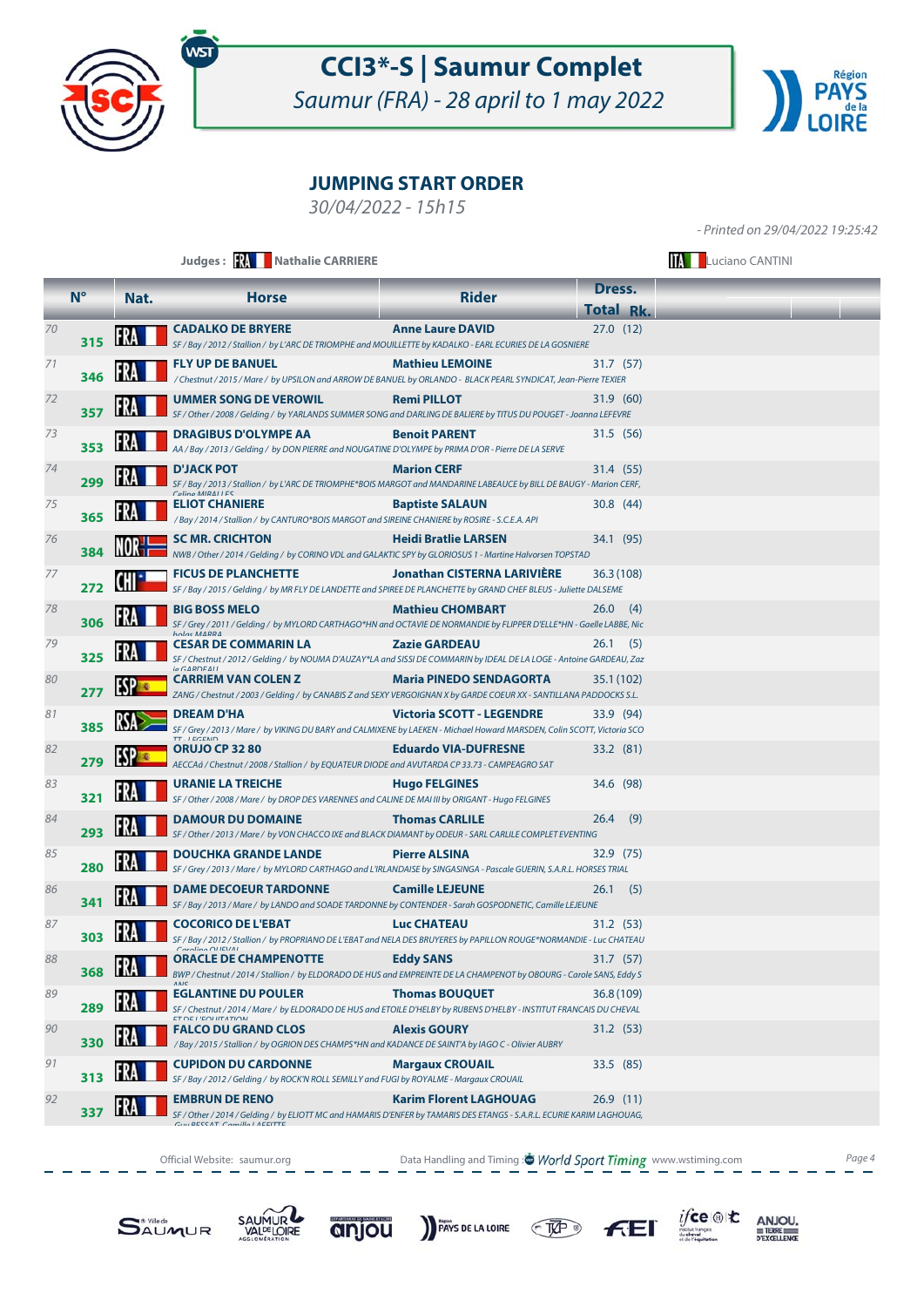# CCI3*-S | Saumur Complet

*Saumur (FRA) - 28 april to 1 may 2022*

## JUMPING START ORDER

*30/04/2022 - 15h15*

*- Printed on 29/04/2022 19:25:42*

**Judges :** FRA Nathalie CARRIERE — ITA Luciano CANTINI

| | N° | Nat. | Horse | Rider | Dress. Total | Rk. |
|---|---|---|---|---|---|---|
| 70 | 315 | FRA | **CADALKO DE BRYERE**<br>*SF / Bay / 2012 / Stallion / by L'ARC DE TRIOMPHE and MOUILLETTE by KADALKO - EARL ECURIES DE LA GOSNIERE* | **Anne Laure DAVID** | 27.0 | (12) |
| 71 | 346 | FRA | **FLY UP DE BANUEL**<br>*/ Chestnut / 2015 / Mare / by UPSILON and ARROW DE BANUEL by ORLANDO - BLACK PEARL SYNDICAT, Jean-Pierre TEXIER* | **Mathieu LEMOINE** | 31.7 | (57) |
| 72 | 357 | FRA | **UMMER SONG DE VEROWIL**<br>*SF / Other / 2008 / Gelding / by YARLANDS SUMMER SONG and DARLING DE BALIERE by TITUS DU POUGET - Joanna LEFEVRE* | **Remi PILLOT** | 31.9 | (60) |
| 73 | 353 | FRA | **DRAGIBUS D'OLYMPE AA**<br>*AA / Bay / 2013 / Gelding / by DON PIERRE and NOUGATINE D'OLYMPE by PRIMA D'OR - Pierre DE LA SERVE* | **Benoit PARENT** | 31.5 | (56) |
| 74 | 299 | FRA | **D'JACK POT**<br>*SF / Bay / 2013 / Stallion / by L'ARC DE TRIOMPHE\*BOIS MARGOT and MANDARINE LABEAUCE by BILL DE BAUGY - Marion CERF, Celine MIRALLES* | **Marion CERF** | 31.4 | (55) |
| 75 | 365 | FRA | **ELIOT CHANIERE**<br>*/ Bay / 2014 / Stallion / by CANTURO\*BOIS MARGOT and SIREINE CHANIERE by ROSIRE - S.C.E.A. API* | **Baptiste SALAUN** | 30.8 | (44) |
| 76 | 384 | NOR | **SC MR. CRICHTON**<br>*NWB / Other / 2014 / Gelding / by CORINO VDL and GALAKTIC SPY by GLORIOSUS 1 - Martine Halvorsen TOPSTAD* | **Heidi Bratlie LARSEN** | 34.1 | (95) |
| 77 | 272 | CHI | **FICUS DE PLANCHETTE**<br>*SF / Bay / 2015 / Gelding / by MR FLY DE LANDETTE and SPIREE DE PLANCHETTE by GRAND CHEF BLEUS - Juliette DALSEME* | **Jonathan CISTERNA LARIVIÈRE** | 36.3 | (108) |
| 78 | 306 | FRA | **BIG BOSS MELO**<br>*SF / Grey / 2011 / Gelding / by MYLORD CARTHAGO\*HN and OCTAVIE DE NORMANDIE by FLIPPER D'ELLE\*HN - Gaelle LABBE, Nicholas MARRA* | **Mathieu CHOMBART** | 26.0 | (4) |
| 79 | 325 | FRA | **CESAR DE COMMARIN LA**<br>*SF / Chestnut / 2012 / Gelding / by NOUMA D'AUZAY\*LA and SISSI DE COMMARIN by IDEAL DE LA LOGE - Antoine GARDEAU, Zazie GARDEAU* | **Zazie GARDEAU** | 26.1 | (5) |
| 80 | 277 | ESP | **CARRIEM VAN COLEN Z**<br>*ZANG / Chestnut / 2003 / Gelding / by CANABIS Z and SEXY VERGOIGNAN X by GARDE COEUR XX - SANTILLANA PADDOCKS S.L.* | **Maria PINEDO SENDAGORTA** | 35.1 | (102) |
| 81 | 385 | RSA | **DREAM D'HA**<br>*SF / Grey / 2013 / Mare / by VIKING DU BARY and CALMIXENE by LAEKEN - Michael Howard MARSDEN, Colin SCOTT, Victoria SCOTT - LEGEND* | **Victoria SCOTT - LEGENDRE** | 33.9 | (94) |
| 82 | 279 | ESP | **ORUJO CP 32 80**<br>*AECCAá / Chestnut / 2008 / Stallion / by EQUATEUR DIODE and AVUTARDA CP 33.73 - CAMPEAGRO SAT* | **Eduardo VIA-DUFRESNE** | 33.2 | (81) |
| 83 | 321 | FRA | **URANIE LA TREICHE**<br>*SF / Other / 2008 / Mare / by DROP DES VARENNES and CALINE DE MAI III by ORIGANT - Hugo FELGINES* | **Hugo FELGINES** | 34.6 | (98) |
| 84 | 293 | FRA | **DAMOUR DU DOMAINE**<br>*SF / Other / 2013 / Mare / by VON CHACCO IXE and BLACK DIAMANT by ODEUR - SARL CARLILE COMPLET EVENTING* | **Thomas CARLILE** | 26.4 | (9) |
| 85 | 280 | FRA | **DOUCHKA GRANDE LANDE**<br>*SF / Grey / 2013 / Mare / by MYLORD CARTHAGO and L'IRLANDAISE by SINGASINGA - Pascale GUERIN, S.A.R.L. HORSES TRIAL* | **Pierre ALSINA** | 32.9 | (75) |
| 86 | 341 | FRA | **DAME DECOEUR TARDONNE**<br>*SF / Bay / 2013 / Mare / by LANDO and SOADE TARDONNE by CONTENDER - Sarah GOSPODNETIC, Camille LEJEUNE* | **Camille LEJEUNE** | 26.1 | (5) |
| 87 | 303 | FRA | **COCORICO DE L'EBAT**<br>*SF / Bay / 2012 / Stallion / by PROPRIANO DE L'EBAT and NELA DES BRUYERES by PAPILLON ROUGE\*NORMANDIE - Luc CHATEAU, Caroline QUIEVAL* | **Luc CHATEAU** | 31.2 | (53) |
| 88 | 368 | FRA | **ORACLE DE CHAMPENOTTE**<br>*BWP / Chestnut / 2014 / Stallion / by ELDORADO DE HUS and EMPREINTE DE LA CHAMPENOT by OBOURG - Carole SANS, Eddy SANS* | **Eddy SANS** | 31.7 | (57) |
| 89 | 289 | FRA | **EGLANTINE DU POULER**<br>*SF / Chestnut / 2014 / Mare / by ELDORADO DE HUS and ETOILE D'HELBY by RUBENS D'HELBY - INSTITUT FRANCAIS DU CHEVAL ET DE L'EQUITATION* | **Thomas BOUQUET** | 36.8 | (109) |
| 90 | 330 | FRA | **FALCO DU GRAND CLOS**<br>*/ Bay / 2015 / Stallion / by OGRION DES CHAMPS\*HN and KADANCE DE SAINT'A by IAGO C - Olivier AUBRY* | **Alexis GOURY** | 31.2 | (53) |
| 91 | 313 | FRA | **CUPIDON DU CARDONNE**<br>*SF / Bay / 2012 / Gelding / by ROCK'N ROLL SEMILLY and FUGI by ROYALME - Margaux CROUAIL* | **Margaux CROUAIL** | 33.5 | (85) |
| 92 | 337 | FRA | **EMBRUN DE RENO**<br>*SF / Other / 2014 / Gelding / by ELIOTT MC and HAMARIS D'ENFER by TAMARIS DES ETANGS - S.A.R.L. ECURIE KARIM LAGHOUAG, Guy BESSAT, Camille LAFFITTE* | **Karim Florent LAGHOUAG** | 26.9 | (11) |

Official Website: saumur.org — Data Handling and Timing : World Sport Timing www.wstiming.com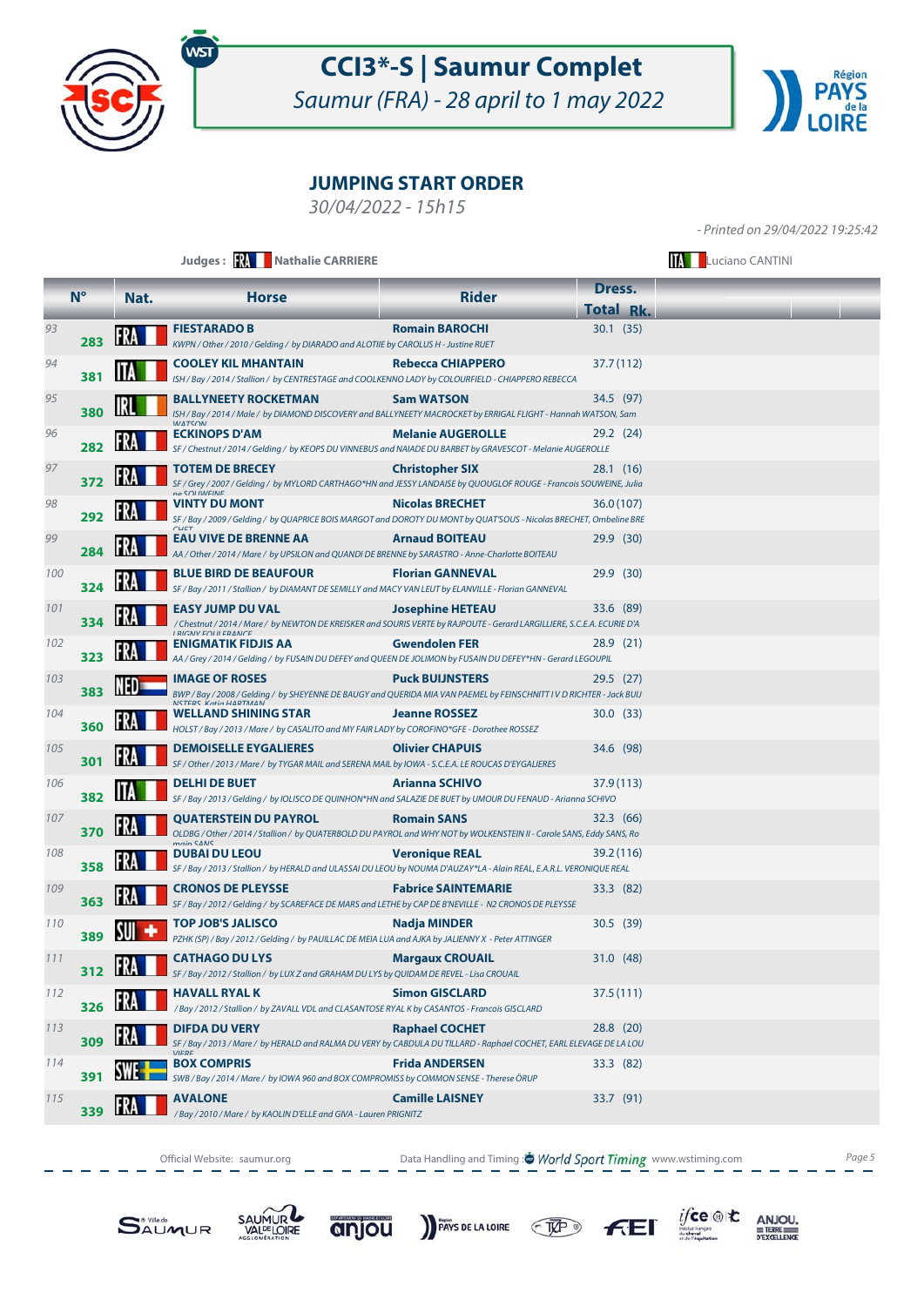# CCI3*-S | Saumur Complet

*Saumur (FRA) - 28 april to 1 may 2022*

## JUMPING START ORDER

*30/04/2022 - 15h15*

*- Printed on 29/04/2022 19:25:42*

**Judges :** FRA **Nathalie CARRIERE** — ITA Luciano CANTINI

| | N° | Nat. | Horse | Rider | Dress. Total | Rk. |
|---|---|---|---|---|---|---|
| 93 | 283 | FRA | **FIESTARADO B**<br>*KWPN / Other / 2010 / Gelding / by DIARADO and ALOTIE by CAROLUS H - Justine RUET* | **Romain BAROCHI** | 30.1 | (35) |
| 94 | 381 | ITA | **COOLEY KIL MHANTAIN**<br>*ISH / Bay / 2014 / Stallion / by CENTRESTAGE and COOLKENNO LADY by COLOURFIELD - CHIAPPERO REBECCA* | **Rebecca CHIAPPERO** | 37.7 | (112) |
| 95 | 380 | IRL | **BALLYNEETY ROCKETMAN**<br>*ISH / Bay / 2014 / Male / by DIAMOND DISCOVERY and BALLYNEETY MACROCKET by ERRIGAL FLIGHT - Hannah WATSON, Sam WATSON* | **Sam WATSON** | 34.5 | (97) |
| 96 | 282 | FRA | **ECKINOPS D'AM**<br>*SF / Chestnut / 2014 / Gelding / by KEOPS DU VINNEBUS and NAIADE DU BARBET by GRAVESCOT - Melanie AUGEROLLE* | **Melanie AUGEROLLE** | 29.2 | (24) |
| 97 | 372 | FRA | **TOTEM DE BRECEY**<br>*SF / Grey / 2007 / Gelding / by MYLORD CARTHAGO\*HN and JESSY LANDAISE by QUOUGLOF ROUGE - Francois SOUWEINE, Julia ne SOUWEINE* | **Christopher SIX** | 28.1 | (16) |
| 98 | 292 | FRA | **VINTY DU MONT**<br>*SF / Bay / 2009 / Gelding / by QUAPRICE BOIS MARGOT and DOROTY DU MONT by QUAT'SOUS - Nicolas BRECHET, Ombeline BRECHET* | **Nicolas BRECHET** | 36.0 | (107) |
| 99 | 284 | FRA | **EAU VIVE DE BRENNE AA**<br>*AA / Other / 2014 / Mare / by UPSILON and QUANDI DE BRENNE by SARASTRO - Anne-Charlotte BOITEAU* | **Arnaud BOITEAU** | 29.9 | (30) |
| 100 | 324 | FRA | **BLUE BIRD DE BEAUFOUR**<br>*SF / Bay / 2011 / Stallion / by DIAMANT DE SEMILLY and MACY VAN LEUT by ELANVILLE - Florian GANNEVAL* | **Florian GANNEVAL** | 29.9 | (30) |
| 101 | 334 | FRA | **EASY JUMP DU VAL**<br>*/ Chestnut / 2014 / Mare / by NEWTON DE KREISKER and SOURIS VERTE by RAJPOUTE - Gerard LARGILLIERE, S.C.E.A. ECURIE D'A LRIGNY EQUI FRANCE* | **Josephine HETEAU** | 33.6 | (89) |
| 102 | 323 | FRA | **ENIGMATIK FIDJIS AA**<br>*AA / Grey / 2014 / Gelding / by FUSAIN DU DEFEY and QUEEN DE JOLIMON by FUSAIN DU DEFEY\*HN - Gerard LEGOUPIL* | **Gwendolen FER** | 28.9 | (21) |
| 103 | 383 | NED | **IMAGE OF ROSES**<br>*BWP / Bay / 2008 / Gelding / by SHEYENNE DE BAUGY and QUERIDA MIA VAN PAEMEL by FEINSCHNITT I V D RICHTER - Jack BUIJ NSTERS, Katja HARTMAN* | **Puck BUIJNSTERS** | 29.5 | (27) |
| 104 | 360 | FRA | **WELLAND SHINING STAR**<br>*HOLST / Bay / 2013 / Mare / by CASALITO and MY FAIR LADY by COROFINO\*GFE - Dorothee ROSSEZ* | **Jeanne ROSSEZ** | 30.0 | (33) |
| 105 | 301 | FRA | **DEMOISELLE EYGALIERES**<br>*SF / Other / 2013 / Mare / by TYGAR MAIL and SERENA MAIL by IOWA - S.C.E.A. LE ROUCAS D'EYGALIERES* | **Olivier CHAPUIS** | 34.6 | (98) |
| 106 | 382 | ITA | **DELHI DE BUET**<br>*SF / Bay / 2013 / Gelding / by IOLISCO DE QUINHON\*HN and SALAZIE DE BUET by UMOUR DU FENAUD - Arianna SCHIVO* | **Arianna SCHIVO** | 37.9 | (113) |
| 107 | 370 | FRA | **QUATERSTEIN DU PAYROL**<br>*OLDBG / Other / 2014 / Stallion / by QUATERBOLD DU PAYROL and WHY NOT by WOLKENSTEIN II - Carole SANS, Eddy SANS, Romain SANS* | **Romain SANS** | 32.3 | (66) |
| 108 | 358 | FRA | **DUBAI DU LEOU**<br>*SF / Bay / 2013 / Stallion / by HERALD and ULASSAI DU LEOU by NOUMA D'AUZAY\*LA - Alain REAL, E.A.R.L. VERONIQUE REAL* | **Veronique REAL** | 39.2 | (116) |
| 109 | 363 | FRA | **CRONOS DE PLEYSSE**<br>*SF / Bay / 2012 / Gelding / by SCAREFACE DE MARS and LETHE by CAP DE B'NEVILLE - N2 CRONOS DE PLEYSSE* | **Fabrice SAINTEMARIE** | 33.3 | (82) |
| 110 | 389 | SUI | **TOP JOB'S JALISCO**<br>*PZHK (SP) / Bay / 2012 / Gelding / by PAUILLAC DE MEIA LUA and AJKA by JALIENNY X - Peter ATTINGER* | **Nadja MINDER** | 30.5 | (39) |
| 111 | 312 | FRA | **CATHAGO DU LYS**<br>*SF / Bay / 2012 / Stallion / by LUX Z and GRAHAM DU LYS by QUIDAM DE REVEL - Lisa CROUAIL* | **Margaux CROUAIL** | 31.0 | (48) |
| 112 | 326 | FRA | **HAVALL RYAL K**<br>*/ Bay / 2012 / Stallion / by ZAVALL VDL and CLASANTOSE RYAL K by CASANTOS - Francois GISCLARD* | **Simon GISCLARD** | 37.5 | (111) |
| 113 | 309 | FRA | **DIFDA DU VERY**<br>*SF / Bay / 2013 / Mare / by HERALD and RALMA DU VERY by CABDULA DU TILLARD - Raphael COCHET, EARL ELEVAGE DE LA LOU VIERE* | **Raphael COCHET** | 28.8 | (20) |
| 114 | 391 | SWE | **BOX COMPRIS**<br>*SWB / Bay / 2014 / Mare / by IOWA 960 and BOX COMPROMISS by COMMON SENSE - Therese ÖRUP* | **Frida ANDERSEN** | 33.3 | (82) |
| 115 | 339 | FRA | **AVALONE**<br>*/ Bay / 2010 / Mare / by KAOLIN D'ELLE and GIVA - Lauren PRIGNITZ* | **Camille LAISNEY** | 33.7 | (91) |

Official Website: saumur.org — Data Handling and Timing : World Sport Timing www.wstiming.com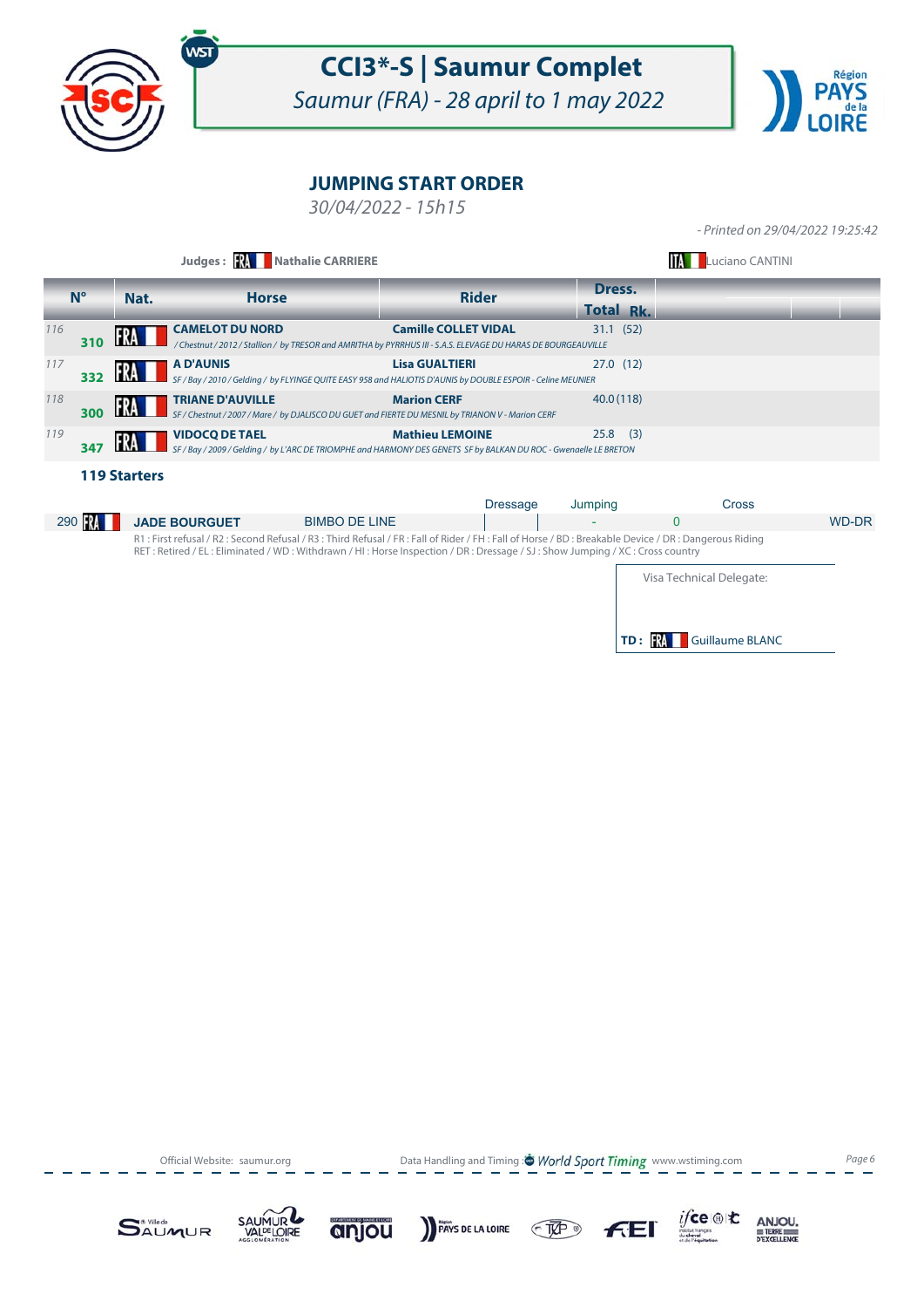# CCI3*-S | Saumur Complet

*Saumur (FRA) - 28 april to 1 may 2022*

## JUMPING START ORDER

*30/04/2022 - 15h15*

*- Printed on 29/04/2022 19:25:42*

**Judges :** FRA **Nathalie CARRIERE** ITA Luciano CANTINI

| | N° | Nat. | Horse | Rider | Dress. Total | Rk. |
|---|---|---|---|---|---|---|
| 116 | 310 | FRA | **CAMELOT DU NORD** *- / Chestnut / 2012 / Stallion / by TRESOR and AMRITHA by PYRRHUS III - S.A.S. ELEVAGE DU HARAS DE BOURGEAUVILLE* | **Camille COLLET VIDAL** | 31.1 | (52) |
| 117 | 332 | FRA | **A D'AUNIS** *SF / Bay / 2010 / Gelding / by FLYINGE QUITE EASY 958 and HALIOTIS D'AUNIS by DOUBLE ESPOIR - Celine MEUNIER* | **Lisa GUALTIERI** | 27.0 | (12) |
| 118 | 300 | FRA | **TRIANE D'AUVILLE** *SF / Chestnut / 2007 / Mare / by DJALISCO DU GUET and FIERTE DU MESNIL by TRIANON V - Marion CERF* | **Marion CERF** | 40.0 | (118) |
| 119 | 347 | FRA | **VIDOCQ DE TAEL** *SF / Bay / 2009 / Gelding / by L'ARC DE TRIOMPHE and HARMONY DES GENETS SF by BALKAN DU ROC - Gwenaelle LE BRETON* | **Mathieu LEMOINE** | 25.8 | (3) |

**119 Starters**

| N° | Nat. | Rider | Horse | Dressage | Jumping | Cross | |
|---|---|---|---|---|---|---|---|
| 290 | FRA | **JADE BOURGUET** | BIMBO DE LINE | | - | 0 | WD-DR |

R1 : First refusal / R2 : Second Refusal / R3 : Third Refusal / FR : Fall of Rider / FH : Fall of Horse / BD : Breakable Device / DR : Dangerous Riding
RET : Retired / EL : Eliminated / WD : Withdrawn / HI : Horse Inspection / DR : Dressage / SJ : Show Jumping / XC : Cross country

Visa Technical Delegate:

**TD :** FRA Guillaume BLANC

Official Website: saumur.org — Data Handling and Timing : World Sport Timing www.wstiming.com